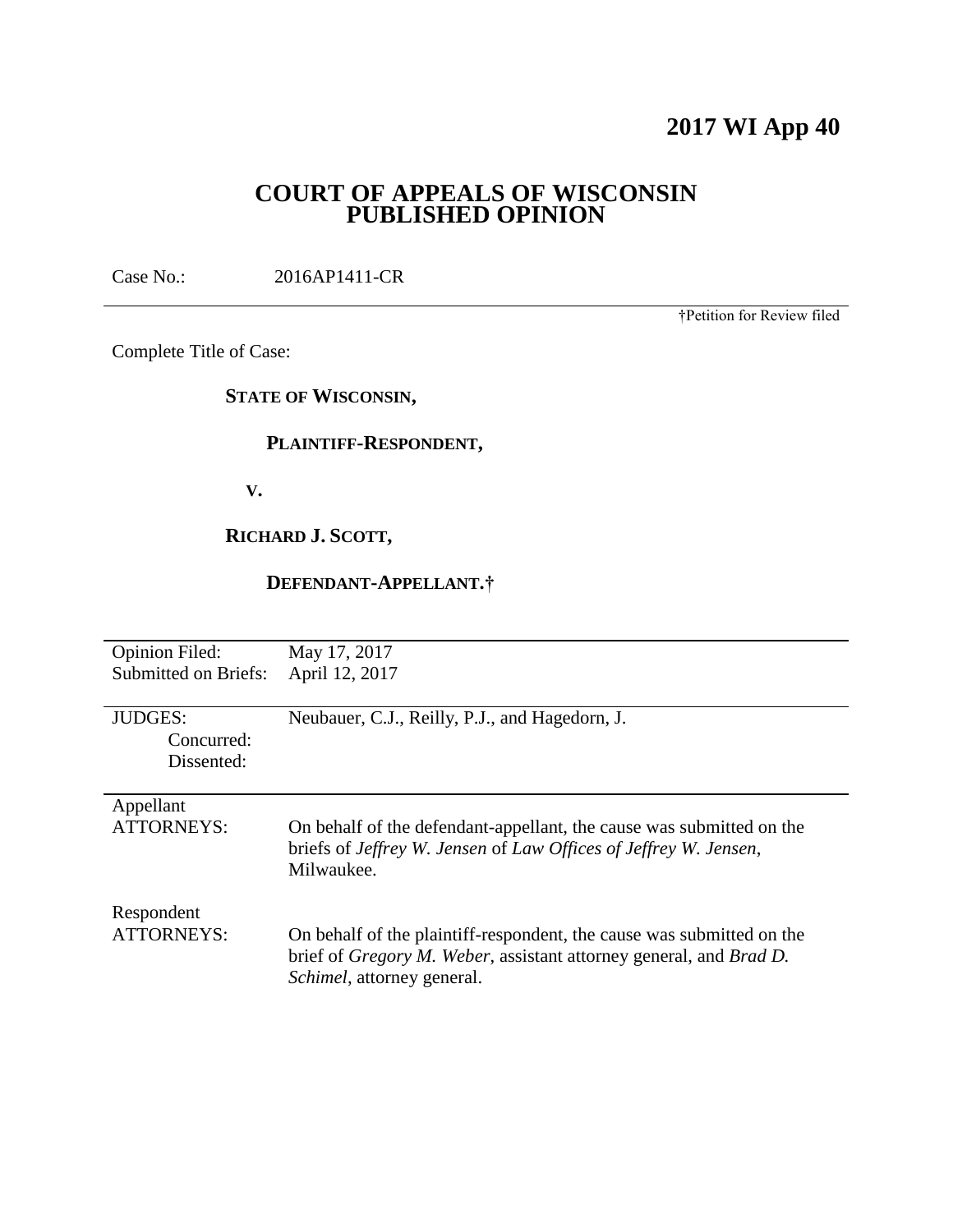# 2017 WI App 40

## COURT OF APPEALS OF WISCONSIN
## PUBLISHED OPINION

Case No.: 2016AP1411-CR

†Petition for Review filed

Complete Title of Case:

**STATE OF WISCONSIN,**

**PLAINTIFF-RESPONDENT,**

**V.**

**RICHARD J. SCOTT,**

**DEFENDANT-APPELLANT.†**

| | |
|---|---|
| Opinion Filed: | May 17, 2017 |
| Submitted on Briefs: | April 12, 2017 |
| JUDGES: | Neubauer, C.J., Reilly, P.J., and Hagedorn, J. |
| Concurred: | |
| Dissented: | |
| Appellant ATTORNEYS: | On behalf of the defendant-appellant, the cause was submitted on the briefs of *Jeffrey W. Jensen* of *Law Offices of Jeffrey W. Jensen*, Milwaukee. |
| Respondent ATTORNEYS: | On behalf of the plaintiff-respondent, the cause was submitted on the brief of *Gregory M. Weber*, assistant attorney general, and *Brad D. Schimel*, attorney general. |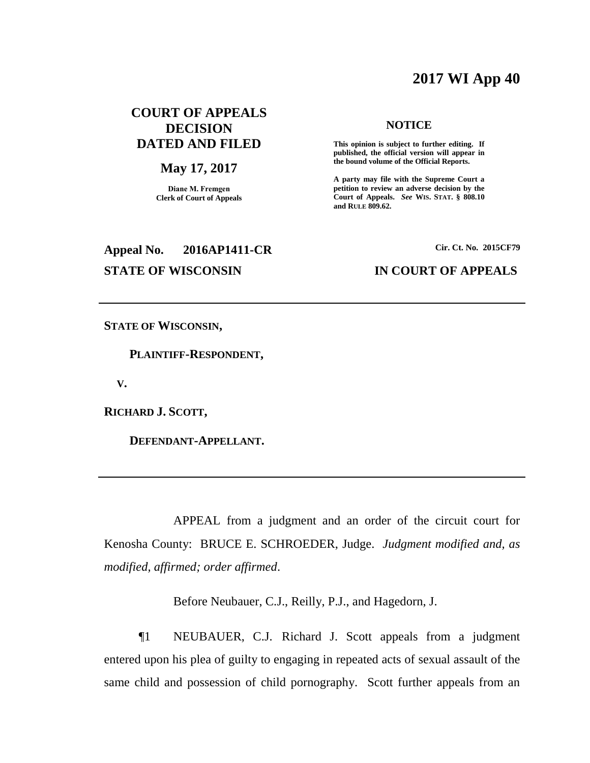# 2017 WI App 40

**COURT OF APPEALS DECISION DATED AND FILED**

**May 17, 2017**

**Diane M. Fremgen**
**Clerk of Court of Appeals**

**NOTICE**

**This opinion is subject to further editing. If published, the official version will appear in the bound volume of the Official Reports.**

**A party may file with the Supreme Court a petition to review an adverse decision by the Court of Appeals.** ***See*** **WIS. STAT. § 808.10 and RULE 809.62.**

**Appeal No. 2016AP1411-CR** **Cir. Ct. No. 2015CF79**

**STATE OF WISCONSIN** **IN COURT OF APPEALS**

---

**STATE OF WISCONSIN,**

**PLAINTIFF-RESPONDENT,**

**V.**

**RICHARD J. SCOTT,**

**DEFENDANT-APPELLANT.**

---

APPEAL from a judgment and an order of the circuit court for Kenosha County: BRUCE E. SCHROEDER, Judge. *Judgment modified and, as modified, affirmed; order affirmed*.

Before Neubauer, C.J., Reilly, P.J., and Hagedorn, J.

¶1 NEUBAUER, C.J. Richard J. Scott appeals from a judgment entered upon his plea of guilty to engaging in repeated acts of sexual assault of the same child and possession of child pornography. Scott further appeals from an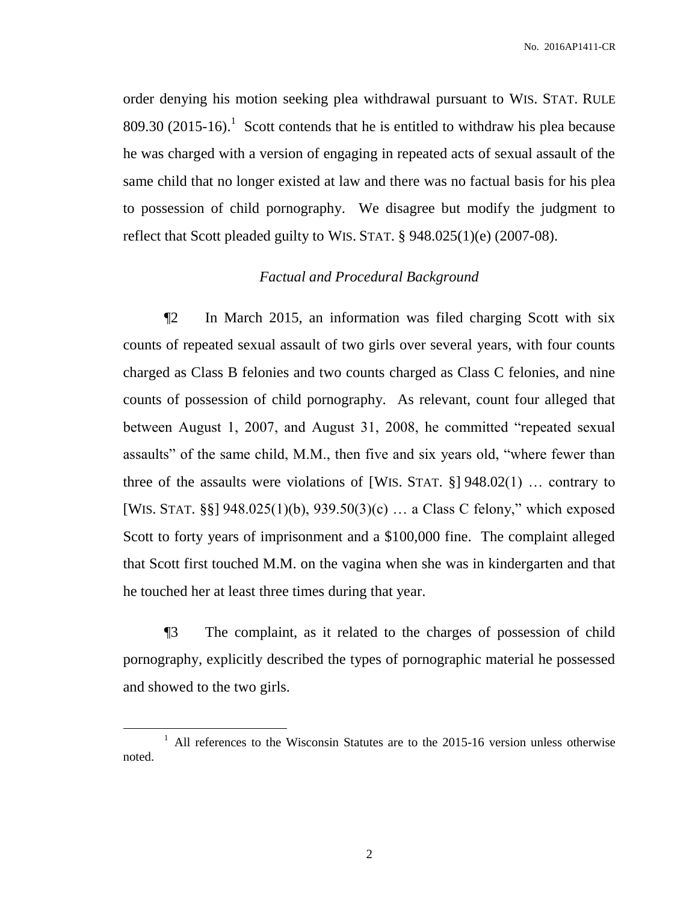order denying his motion seeking plea withdrawal pursuant to WIS. STAT. RULE 809.30 (2015-16).[1] Scott contends that he is entitled to withdraw his plea because he was charged with a version of engaging in repeated acts of sexual assault of the same child that no longer existed at law and there was no factual basis for his plea to possession of child pornography. We disagree but modify the judgment to reflect that Scott pleaded guilty to WIS. STAT. § 948.025(1)(e) (2007-08).

### *Factual and Procedural Background*

¶2 In March 2015, an information was filed charging Scott with six counts of repeated sexual assault of two girls over several years, with four counts charged as Class B felonies and two counts charged as Class C felonies, and nine counts of possession of child pornography. As relevant, count four alleged that between August 1, 2007, and August 31, 2008, he committed "repeated sexual assaults" of the same child, M.M., then five and six years old, "where fewer than three of the assaults were violations of [WIS. STAT. §] 948.02(1) … contrary to [WIS. STAT. §§] 948.025(1)(b), 939.50(3)(c) … a Class C felony," which exposed Scott to forty years of imprisonment and a $100,000 fine. The complaint alleged that Scott first touched M.M. on the vagina when she was in kindergarten and that he touched her at least three times during that year.

¶3 The complaint, as it related to the charges of possession of child pornography, explicitly described the types of pornographic material he possessed and showed to the two girls.

[1] All references to the Wisconsin Statutes are to the 2015-16 version unless otherwise noted.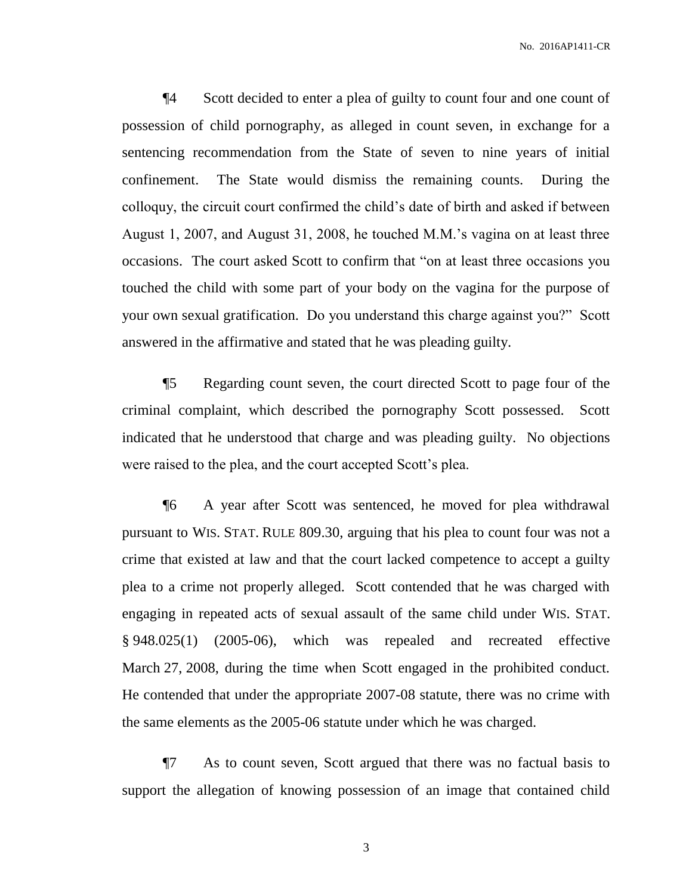¶4 Scott decided to enter a plea of guilty to count four and one count of possession of child pornography, as alleged in count seven, in exchange for a sentencing recommendation from the State of seven to nine years of initial confinement. The State would dismiss the remaining counts. During the colloquy, the circuit court confirmed the child's date of birth and asked if between August 1, 2007, and August 31, 2008, he touched M.M.'s vagina on at least three occasions. The court asked Scott to confirm that "on at least three occasions you touched the child with some part of your body on the vagina for the purpose of your own sexual gratification. Do you understand this charge against you?" Scott answered in the affirmative and stated that he was pleading guilty.

¶5 Regarding count seven, the court directed Scott to page four of the criminal complaint, which described the pornography Scott possessed. Scott indicated that he understood that charge and was pleading guilty. No objections were raised to the plea, and the court accepted Scott's plea.

¶6 A year after Scott was sentenced, he moved for plea withdrawal pursuant to WIS. STAT. RULE 809.30, arguing that his plea to count four was not a crime that existed at law and that the court lacked competence to accept a guilty plea to a crime not properly alleged. Scott contended that he was charged with engaging in repeated acts of sexual assault of the same child under WIS. STAT. § 948.025(1) (2005-06), which was repealed and recreated effective March 27, 2008, during the time when Scott engaged in the prohibited conduct. He contended that under the appropriate 2007-08 statute, there was no crime with the same elements as the 2005-06 statute under which he was charged.

¶7 As to count seven, Scott argued that there was no factual basis to support the allegation of knowing possession of an image that contained child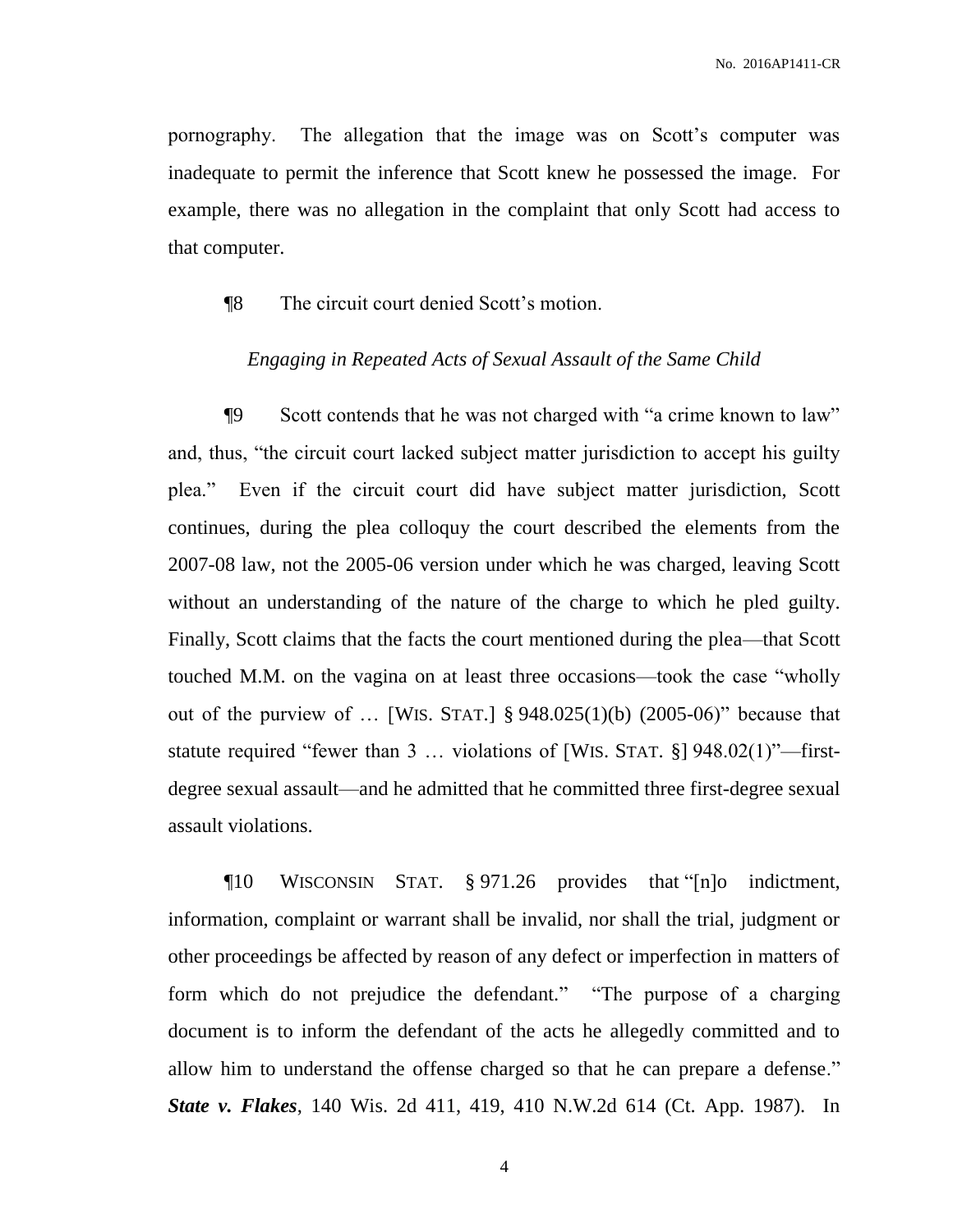pornography. The allegation that the image was on Scott's computer was inadequate to permit the inference that Scott knew he possessed the image. For example, there was no allegation in the complaint that only Scott had access to that computer.

¶8 The circuit court denied Scott's motion.

*Engaging in Repeated Acts of Sexual Assault of the Same Child*

¶9 Scott contends that he was not charged with "a crime known to law" and, thus, "the circuit court lacked subject matter jurisdiction to accept his guilty plea." Even if the circuit court did have subject matter jurisdiction, Scott continues, during the plea colloquy the court described the elements from the 2007-08 law, not the 2005-06 version under which he was charged, leaving Scott without an understanding of the nature of the charge to which he pled guilty. Finally, Scott claims that the facts the court mentioned during the plea—that Scott touched M.M. on the vagina on at least three occasions—took the case "wholly out of the purview of … [WIS. STAT.] § 948.025(1)(b) (2005-06)" because that statute required "fewer than 3 … violations of [WIS. STAT. §] 948.02(1)"—first-degree sexual assault—and he admitted that he committed three first-degree sexual assault violations.

¶10 WISCONSIN STAT. § 971.26 provides that "[n]o indictment, information, complaint or warrant shall be invalid, nor shall the trial, judgment or other proceedings be affected by reason of any defect or imperfection in matters of form which do not prejudice the defendant." "The purpose of a charging document is to inform the defendant of the acts he allegedly committed and to allow him to understand the offense charged so that he can prepare a defense." ***State v. Flakes***, 140 Wis. 2d 411, 419, 410 N.W.2d 614 (Ct. App. 1987). In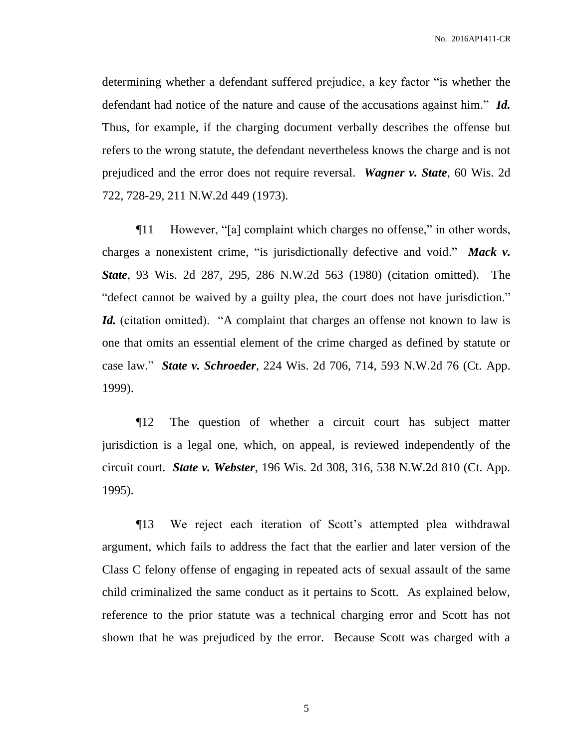determining whether a defendant suffered prejudice, a key factor "is whether the defendant had notice of the nature and cause of the accusations against him." ***Id.*** Thus, for example, if the charging document verbally describes the offense but refers to the wrong statute, the defendant nevertheless knows the charge and is not prejudiced and the error does not require reversal. ***Wagner v. State***, 60 Wis. 2d 722, 728-29, 211 N.W.2d 449 (1973).

¶11 However, "[a] complaint which charges no offense," in other words, charges a nonexistent crime, "is jurisdictionally defective and void." ***Mack v. State***, 93 Wis. 2d 287, 295, 286 N.W.2d 563 (1980) (citation omitted). The "defect cannot be waived by a guilty plea, the court does not have jurisdiction." ***Id.*** (citation omitted). "A complaint that charges an offense not known to law is one that omits an essential element of the crime charged as defined by statute or case law." ***State v. Schroeder***, 224 Wis. 2d 706, 714, 593 N.W.2d 76 (Ct. App. 1999).

¶12 The question of whether a circuit court has subject matter jurisdiction is a legal one, which, on appeal, is reviewed independently of the circuit court. ***State v. Webster***, 196 Wis. 2d 308, 316, 538 N.W.2d 810 (Ct. App. 1995).

¶13 We reject each iteration of Scott's attempted plea withdrawal argument, which fails to address the fact that the earlier and later version of the Class C felony offense of engaging in repeated acts of sexual assault of the same child criminalized the same conduct as it pertains to Scott. As explained below, reference to the prior statute was a technical charging error and Scott has not shown that he was prejudiced by the error. Because Scott was charged with a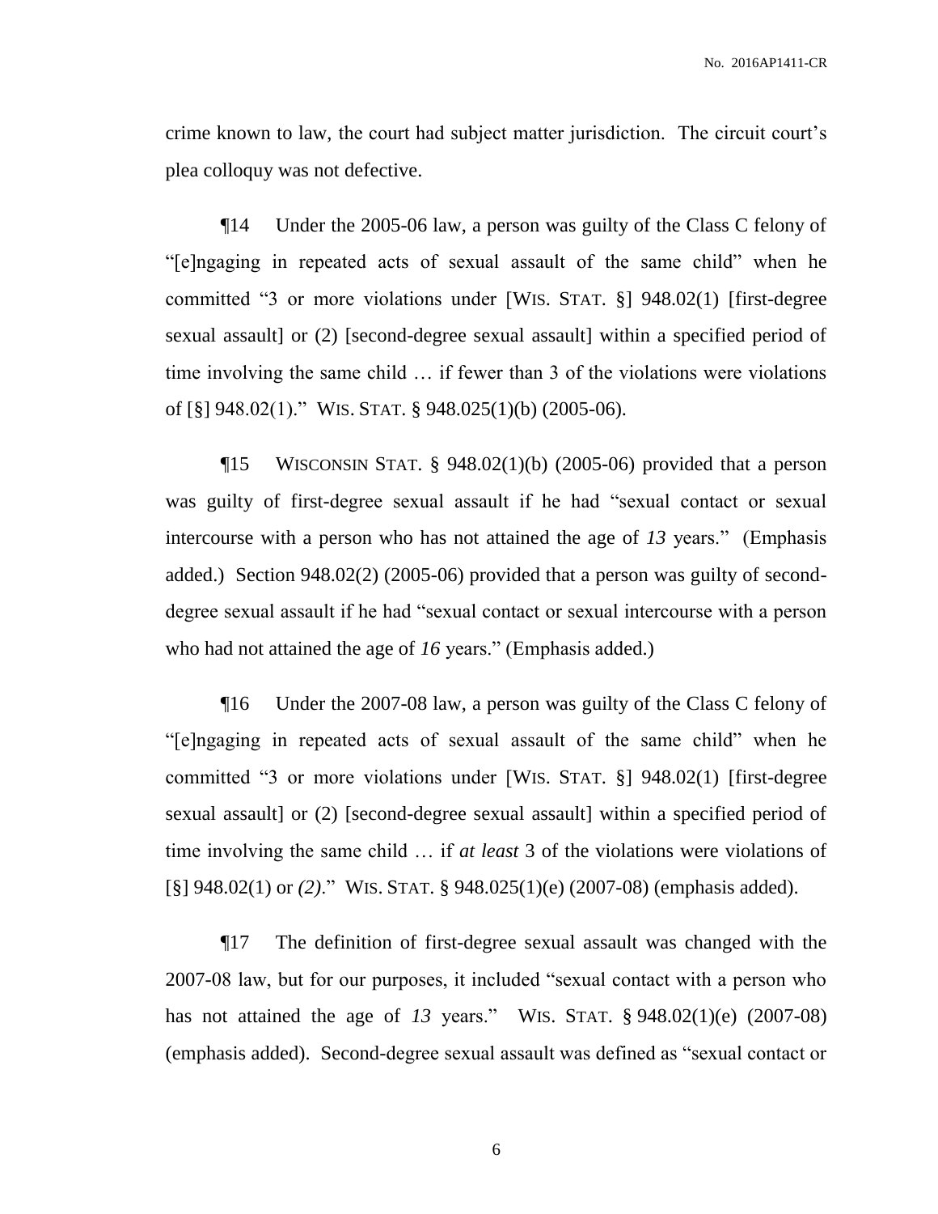crime known to law, the court had subject matter jurisdiction. The circuit court's plea colloquy was not defective.

¶14 Under the 2005-06 law, a person was guilty of the Class C felony of "[e]ngaging in repeated acts of sexual assault of the same child" when he committed "3 or more violations under [WIS. STAT. §] 948.02(1) [first-degree sexual assault] or (2) [second-degree sexual assault] within a specified period of time involving the same child … if fewer than 3 of the violations were violations of [§] 948.02(1)." WIS. STAT. § 948.025(1)(b) (2005-06).

¶15 WISCONSIN STAT. § 948.02(1)(b) (2005-06) provided that a person was guilty of first-degree sexual assault if he had "sexual contact or sexual intercourse with a person who has not attained the age of *13* years." (Emphasis added.) Section 948.02(2) (2005-06) provided that a person was guilty of second-degree sexual assault if he had "sexual contact or sexual intercourse with a person who had not attained the age of *16* years." (Emphasis added.)

¶16 Under the 2007-08 law, a person was guilty of the Class C felony of "[e]ngaging in repeated acts of sexual assault of the same child" when he committed "3 or more violations under [WIS. STAT. §] 948.02(1) [first-degree sexual assault] or (2) [second-degree sexual assault] within a specified period of time involving the same child … if *at least* 3 of the violations were violations of [§] 948.02(1) or *(2)*." WIS. STAT. § 948.025(1)(e) (2007-08) (emphasis added).

¶17 The definition of first-degree sexual assault was changed with the 2007-08 law, but for our purposes, it included "sexual contact with a person who has not attained the age of *13* years." WIS. STAT. § 948.02(1)(e) (2007-08) (emphasis added). Second-degree sexual assault was defined as "sexual contact or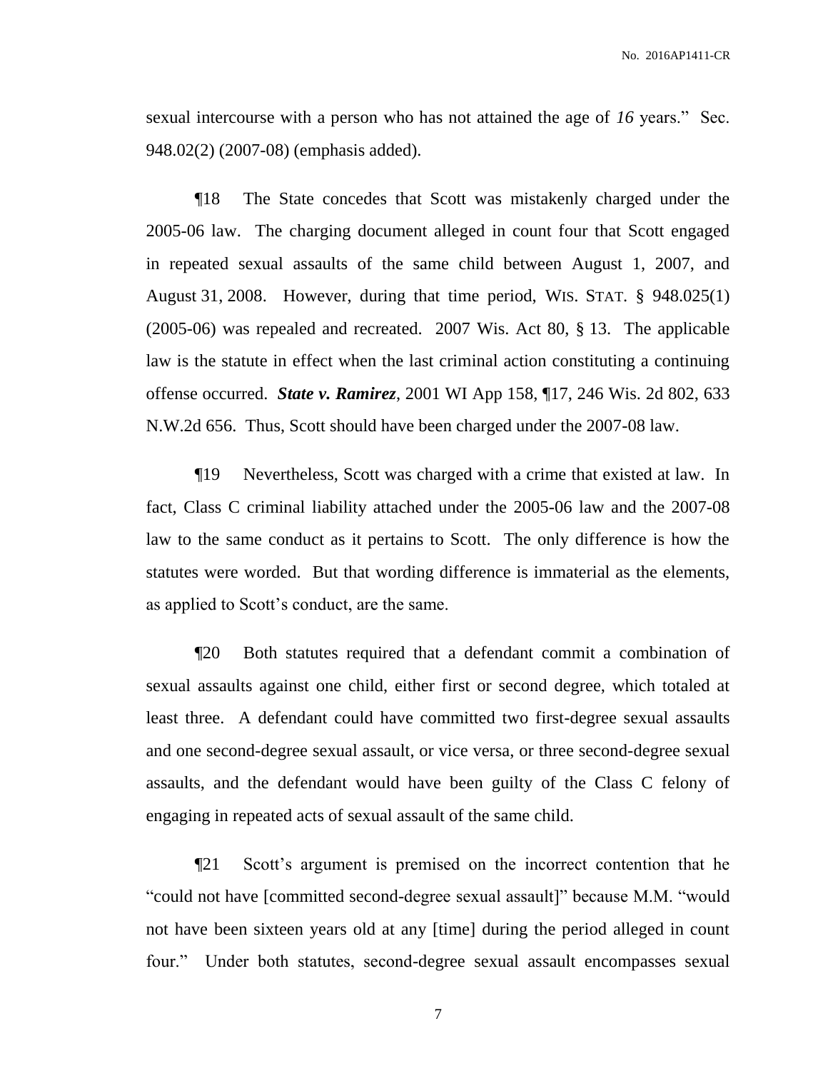sexual intercourse with a person who has not attained the age of *16* years." Sec. 948.02(2) (2007-08) (emphasis added).

¶18 The State concedes that Scott was mistakenly charged under the 2005-06 law. The charging document alleged in count four that Scott engaged in repeated sexual assaults of the same child between August 1, 2007, and August 31, 2008. However, during that time period, WIS. STAT. § 948.025(1) (2005-06) was repealed and recreated. 2007 Wis. Act 80, § 13. The applicable law is the statute in effect when the last criminal action constituting a continuing offense occurred. ***State v. Ramirez***, 2001 WI App 158, ¶17, 246 Wis. 2d 802, 633 N.W.2d 656. Thus, Scott should have been charged under the 2007-08 law.

¶19 Nevertheless, Scott was charged with a crime that existed at law. In fact, Class C criminal liability attached under the 2005-06 law and the 2007-08 law to the same conduct as it pertains to Scott. The only difference is how the statutes were worded. But that wording difference is immaterial as the elements, as applied to Scott's conduct, are the same.

¶20 Both statutes required that a defendant commit a combination of sexual assaults against one child, either first or second degree, which totaled at least three. A defendant could have committed two first-degree sexual assaults and one second-degree sexual assault, or vice versa, or three second-degree sexual assaults, and the defendant would have been guilty of the Class C felony of engaging in repeated acts of sexual assault of the same child.

¶21 Scott's argument is premised on the incorrect contention that he "could not have [committed second-degree sexual assault]" because M.M. "would not have been sixteen years old at any [time] during the period alleged in count four." Under both statutes, second-degree sexual assault encompasses sexual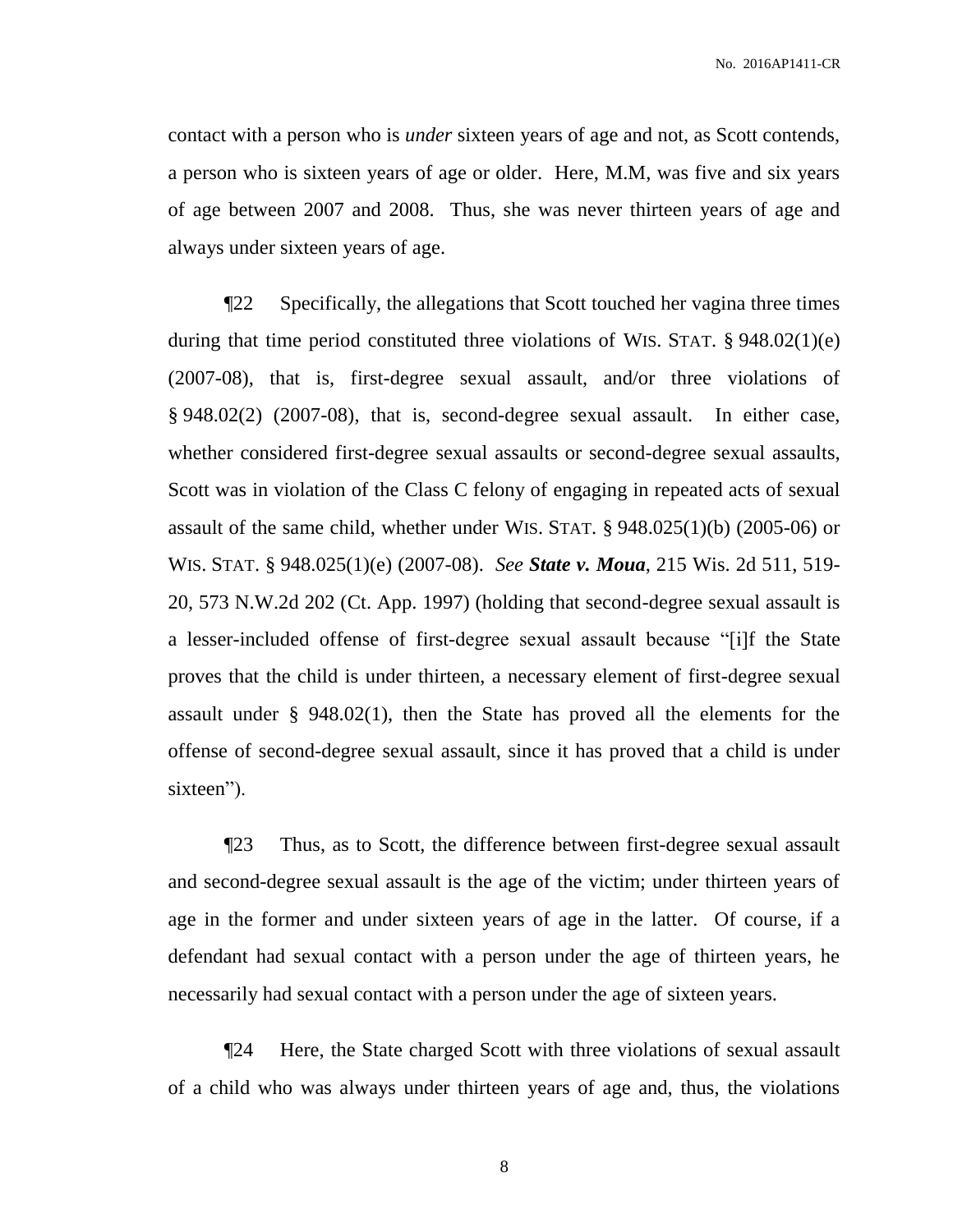contact with a person who is *under* sixteen years of age and not, as Scott contends, a person who is sixteen years of age or older. Here, M.M, was five and six years of age between 2007 and 2008. Thus, she was never thirteen years of age and always under sixteen years of age.

¶22 Specifically, the allegations that Scott touched her vagina three times during that time period constituted three violations of WIS. STAT. § 948.02(1)(e) (2007-08), that is, first-degree sexual assault, and/or three violations of § 948.02(2) (2007-08), that is, second-degree sexual assault. In either case, whether considered first-degree sexual assaults or second-degree sexual assaults, Scott was in violation of the Class C felony of engaging in repeated acts of sexual assault of the same child, whether under WIS. STAT. § 948.025(1)(b) (2005-06) or WIS. STAT. § 948.025(1)(e) (2007-08). *See* ***State v. Moua***, 215 Wis. 2d 511, 519-20, 573 N.W.2d 202 (Ct. App. 1997) (holding that second-degree sexual assault is a lesser-included offense of first-degree sexual assault because "[i]f the State proves that the child is under thirteen, a necessary element of first-degree sexual assault under § 948.02(1), then the State has proved all the elements for the offense of second-degree sexual assault, since it has proved that a child is under sixteen").

¶23 Thus, as to Scott, the difference between first-degree sexual assault and second-degree sexual assault is the age of the victim; under thirteen years of age in the former and under sixteen years of age in the latter. Of course, if a defendant had sexual contact with a person under the age of thirteen years, he necessarily had sexual contact with a person under the age of sixteen years.

¶24 Here, the State charged Scott with three violations of sexual assault of a child who was always under thirteen years of age and, thus, the violations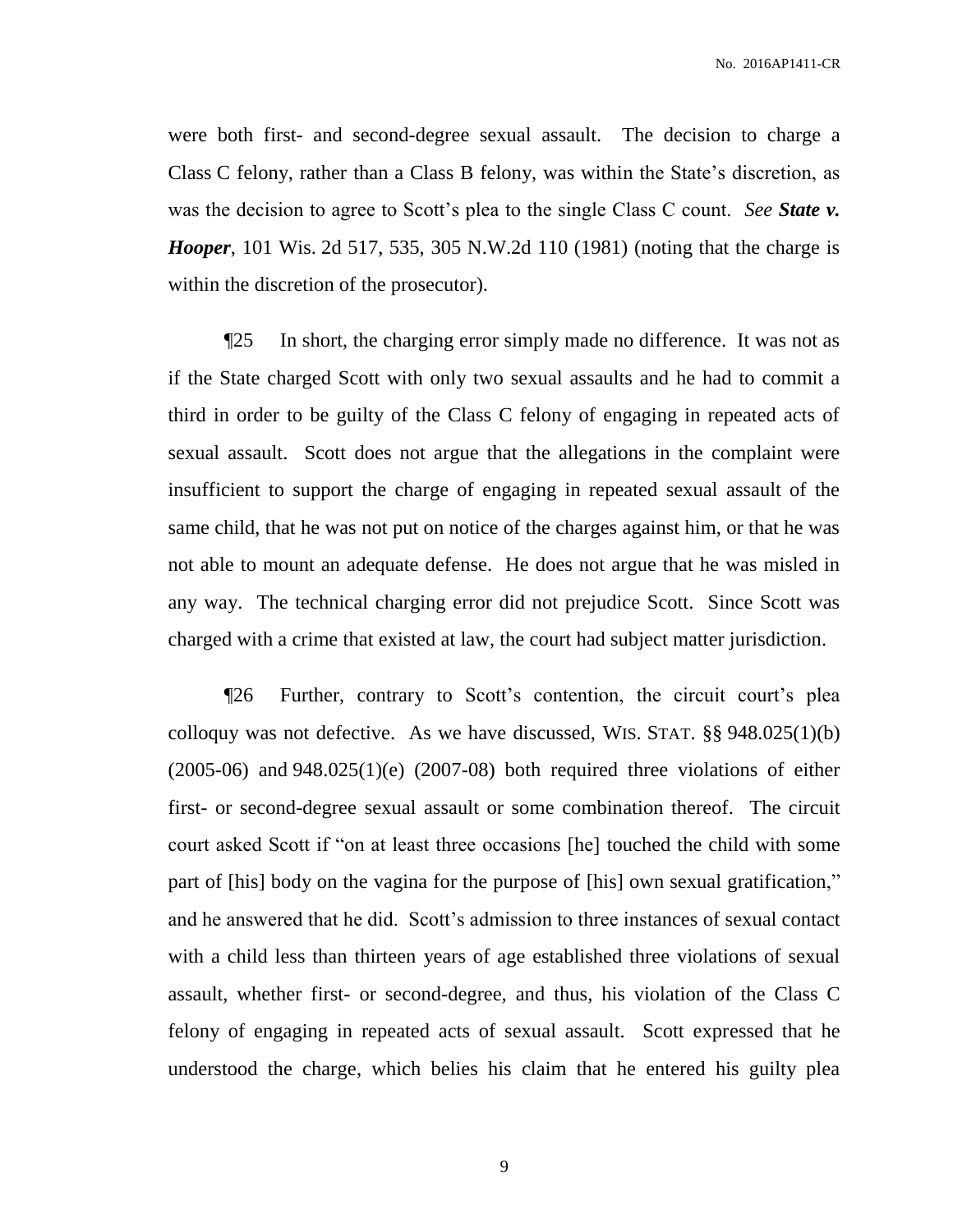were both first- and second-degree sexual assault. The decision to charge a Class C felony, rather than a Class B felony, was within the State's discretion, as was the decision to agree to Scott's plea to the single Class C count. *See **State v. Hooper***, 101 Wis. 2d 517, 535, 305 N.W.2d 110 (1981) (noting that the charge is within the discretion of the prosecutor).

¶25 In short, the charging error simply made no difference. It was not as if the State charged Scott with only two sexual assaults and he had to commit a third in order to be guilty of the Class C felony of engaging in repeated acts of sexual assault. Scott does not argue that the allegations in the complaint were insufficient to support the charge of engaging in repeated sexual assault of the same child, that he was not put on notice of the charges against him, or that he was not able to mount an adequate defense. He does not argue that he was misled in any way. The technical charging error did not prejudice Scott. Since Scott was charged with a crime that existed at law, the court had subject matter jurisdiction.

¶26 Further, contrary to Scott's contention, the circuit court's plea colloquy was not defective. As we have discussed, WIS. STAT. §§ 948.025(1)(b) (2005-06) and 948.025(1)(e) (2007-08) both required three violations of either first- or second-degree sexual assault or some combination thereof. The circuit court asked Scott if "on at least three occasions [he] touched the child with some part of [his] body on the vagina for the purpose of [his] own sexual gratification," and he answered that he did. Scott's admission to three instances of sexual contact with a child less than thirteen years of age established three violations of sexual assault, whether first- or second-degree, and thus, his violation of the Class C felony of engaging in repeated acts of sexual assault. Scott expressed that he understood the charge, which belies his claim that he entered his guilty plea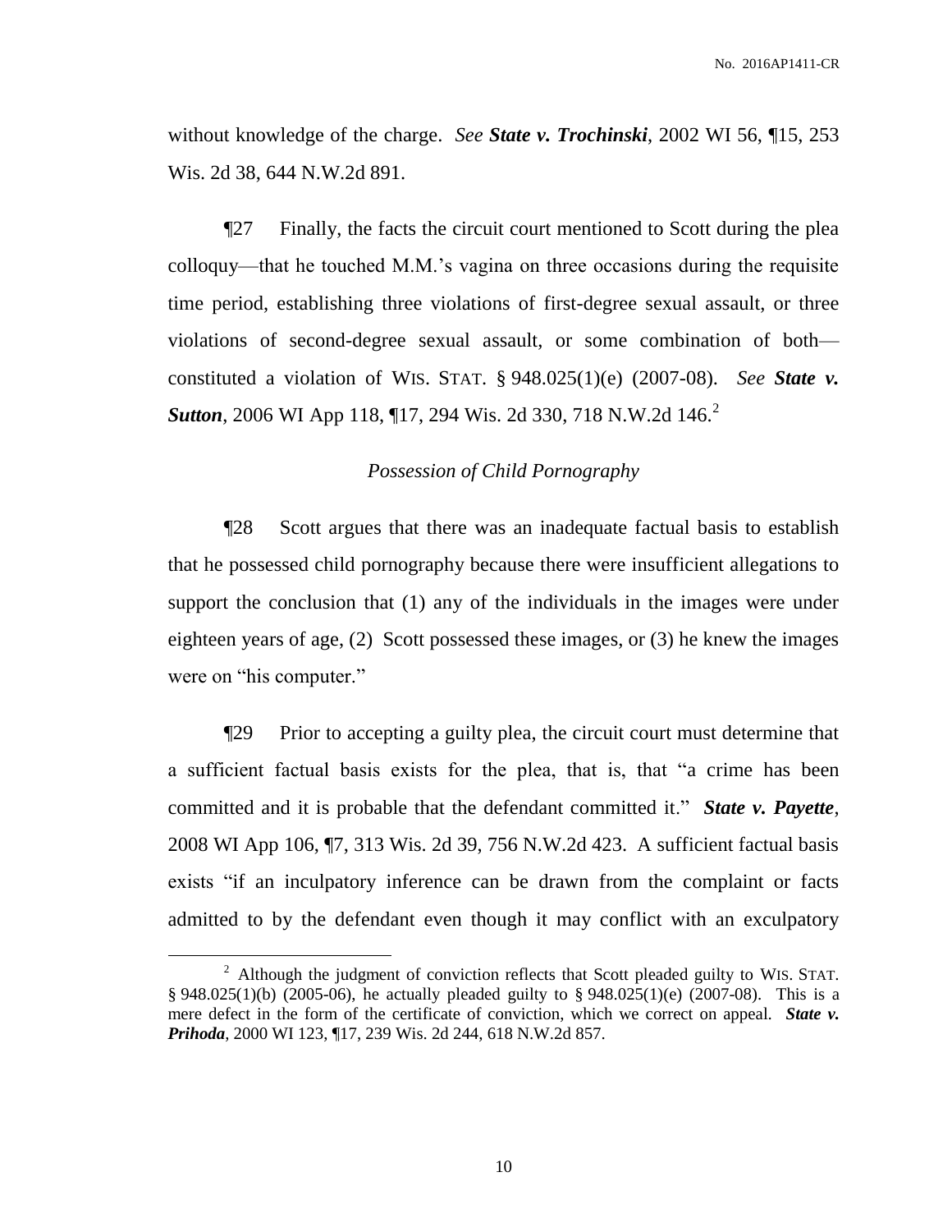without knowledge of the charge. *See* ***State v. Trochinski***, 2002 WI 56, ¶15, 253 Wis. 2d 38, 644 N.W.2d 891.

¶27 Finally, the facts the circuit court mentioned to Scott during the plea colloquy—that he touched M.M.'s vagina on three occasions during the requisite time period, establishing three violations of first-degree sexual assault, or three violations of second-degree sexual assault, or some combination of both—constituted a violation of WIS. STAT. § 948.025(1)(e) (2007-08). *See* ***State v. Sutton***, 2006 WI App 118, ¶17, 294 Wis. 2d 330, 718 N.W.2d 146.[2]

*Possession of Child Pornography*

¶28 Scott argues that there was an inadequate factual basis to establish that he possessed child pornography because there were insufficient allegations to support the conclusion that (1) any of the individuals in the images were under eighteen years of age, (2) Scott possessed these images, or (3) he knew the images were on "his computer."

¶29 Prior to accepting a guilty plea, the circuit court must determine that a sufficient factual basis exists for the plea, that is, that "a crime has been committed and it is probable that the defendant committed it." ***State v. Payette***, 2008 WI App 106, ¶7, 313 Wis. 2d 39, 756 N.W.2d 423. A sufficient factual basis exists "if an inculpatory inference can be drawn from the complaint or facts admitted to by the defendant even though it may conflict with an exculpatory

---

[2] Although the judgment of conviction reflects that Scott pleaded guilty to WIS. STAT. § 948.025(1)(b) (2005-06), he actually pleaded guilty to § 948.025(1)(e) (2007-08). This is a mere defect in the form of the certificate of conviction, which we correct on appeal. ***State v. Prihoda***, 2000 WI 123, ¶17, 239 Wis. 2d 244, 618 N.W.2d 857.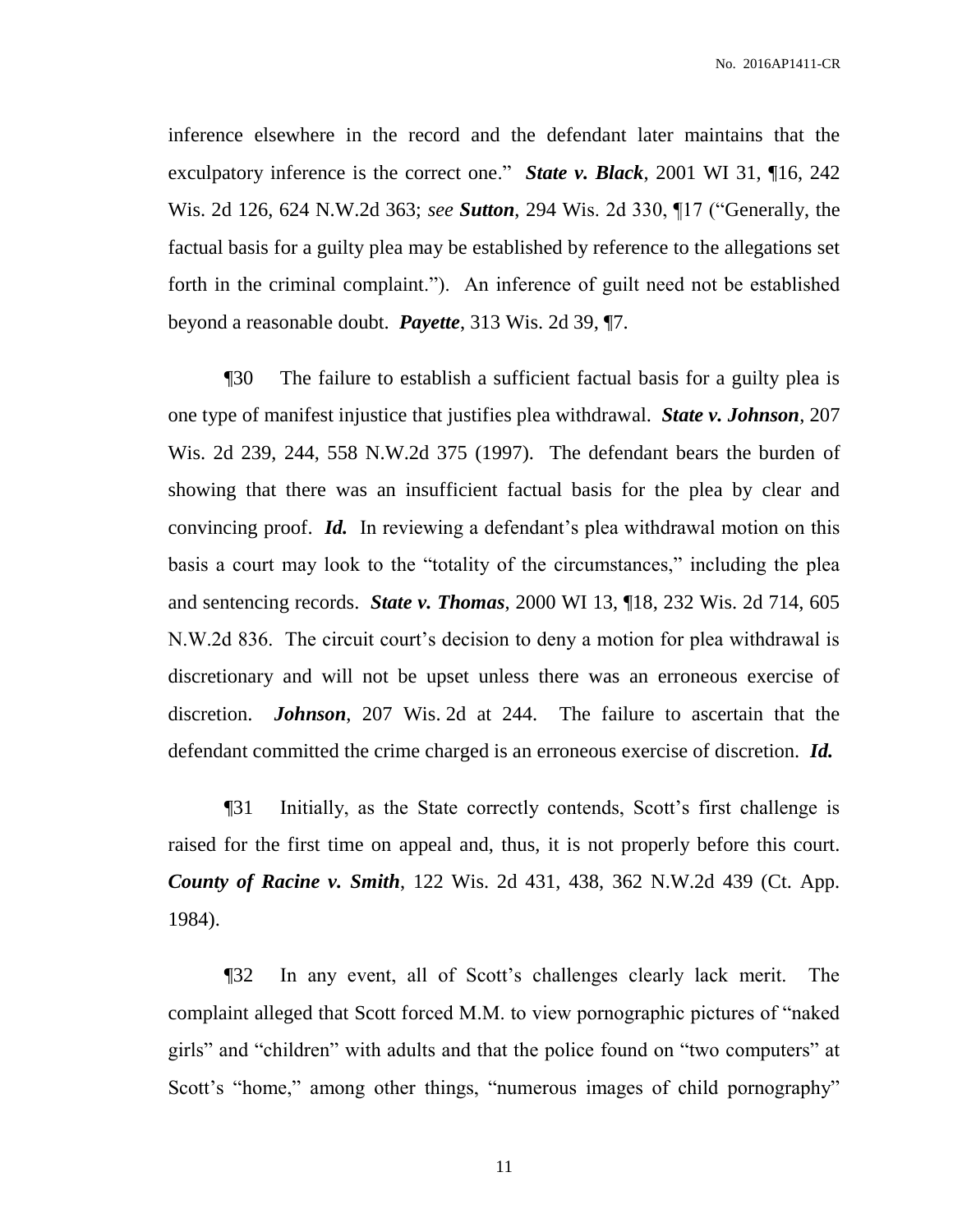inference elsewhere in the record and the defendant later maintains that the exculpatory inference is the correct one." ***State v. Black***, 2001 WI 31, ¶16, 242 Wis. 2d 126, 624 N.W.2d 363; *see* ***Sutton***, 294 Wis. 2d 330, ¶17 ("Generally, the factual basis for a guilty plea may be established by reference to the allegations set forth in the criminal complaint."). An inference of guilt need not be established beyond a reasonable doubt. ***Payette***, 313 Wis. 2d 39, ¶7.

¶30 The failure to establish a sufficient factual basis for a guilty plea is one type of manifest injustice that justifies plea withdrawal. ***State v. Johnson***, 207 Wis. 2d 239, 244, 558 N.W.2d 375 (1997). The defendant bears the burden of showing that there was an insufficient factual basis for the plea by clear and convincing proof. ***Id.*** In reviewing a defendant's plea withdrawal motion on this basis a court may look to the "totality of the circumstances," including the plea and sentencing records. ***State v. Thomas***, 2000 WI 13, ¶18, 232 Wis. 2d 714, 605 N.W.2d 836. The circuit court's decision to deny a motion for plea withdrawal is discretionary and will not be upset unless there was an erroneous exercise of discretion. ***Johnson***, 207 Wis. 2d at 244. The failure to ascertain that the defendant committed the crime charged is an erroneous exercise of discretion. ***Id.***

¶31 Initially, as the State correctly contends, Scott's first challenge is raised for the first time on appeal and, thus, it is not properly before this court. ***County of Racine v. Smith***, 122 Wis. 2d 431, 438, 362 N.W.2d 439 (Ct. App. 1984).

¶32 In any event, all of Scott's challenges clearly lack merit. The complaint alleged that Scott forced M.M. to view pornographic pictures of "naked girls" and "children" with adults and that the police found on "two computers" at Scott's "home," among other things, "numerous images of child pornography"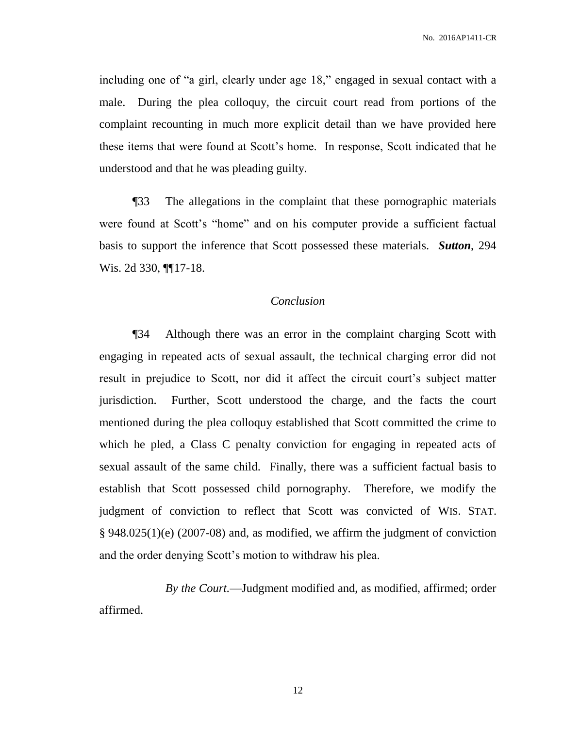including one of "a girl, clearly under age 18," engaged in sexual contact with a male. During the plea colloquy, the circuit court read from portions of the complaint recounting in much more explicit detail than we have provided here these items that were found at Scott's home. In response, Scott indicated that he understood and that he was pleading guilty.

¶33 The allegations in the complaint that these pornographic materials were found at Scott's "home" and on his computer provide a sufficient factual basis to support the inference that Scott possessed these materials. ***Sutton***, 294 Wis. 2d 330, ¶¶17-18.

*Conclusion*

¶34 Although there was an error in the complaint charging Scott with engaging in repeated acts of sexual assault, the technical charging error did not result in prejudice to Scott, nor did it affect the circuit court's subject matter jurisdiction. Further, Scott understood the charge, and the facts the court mentioned during the plea colloquy established that Scott committed the crime to which he pled, a Class C penalty conviction for engaging in repeated acts of sexual assault of the same child. Finally, there was a sufficient factual basis to establish that Scott possessed child pornography. Therefore, we modify the judgment of conviction to reflect that Scott was convicted of WIS. STAT. § 948.025(1)(e) (2007-08) and, as modified, we affirm the judgment of conviction and the order denying Scott's motion to withdraw his plea.

*By the Court.*—Judgment modified and, as modified, affirmed; order affirmed.